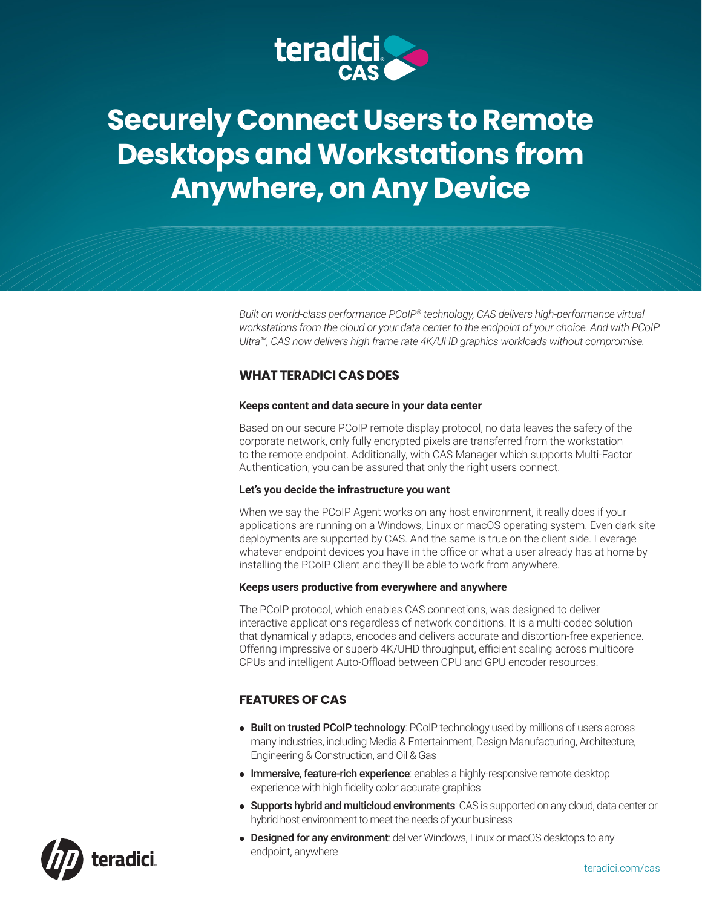# Securely Connect Users to Remote Desktops and Workstations from Anywhere, on Any Device

*Built on world-class performance PCoIP® technology, CAS delivers high-performance virtual workstations from the cloud or your data center to the endpoint of your choice. And with PCoIP Ultra™, CAS now delivers high frame rate 4K/UHD graphics workloads without compromise.*

## WHAT TERADICI CAS DOES

**Keeps content and data secure in your data center**

Based on our secure PCoIP remote display protocol, no data leaves the safety of the corporate network, only fully encrypted pixels are transferred from the workstation to the remote endpoint. Additionally, with CAS Manager which supports Multi-Factor Authentication, you can be assured that only the right users connect.

**Let's you decide the infrastructure you want**

When we say the PCoIP Agent works on any host environment, it really does if your applications are running on a Windows, Linux or macOS operating system. Even dark site deployments are supported by CAS. And the same is true on the client side. Leverage whatever endpoint devices you have in the office or what a user already has at home by installing the PCoIP Client and they'll be able to work from anywhere.

**Keeps users productive from everywhere and anywhere**

The PCoIP protocol, which enables CAS connections, was designed to deliver interactive applications regardless of network conditions. It is a multi-codec solution that dynamically adapts, encodes and delivers accurate and distortion-free experience. Offering impressive or superb 4K/UHD throughput, efficient scaling across multicore CPUs and intelligent Auto-Offload between CPU and GPU encoder resources.

## FEATURES OF CAS

- **Built on trusted PCoIP technology**: PCoIP technology used by millions of users across many industries, including Media & Entertainment, Design Manufacturing, Architecture, Engineering & Construction, and Oil & Gas
- **Immersive, feature-rich experience**: enables a highly-responsive remote desktop experience with high fidelity color accurate graphics
- **Supports hybrid and multicloud environments**: CAS is supported on any cloud, data center or hybrid host environment to meet the needs of your business
- **Designed for any environment**: deliver Windows, Linux or macOS desktops to any endpoint, anywhere

teradici.com/cas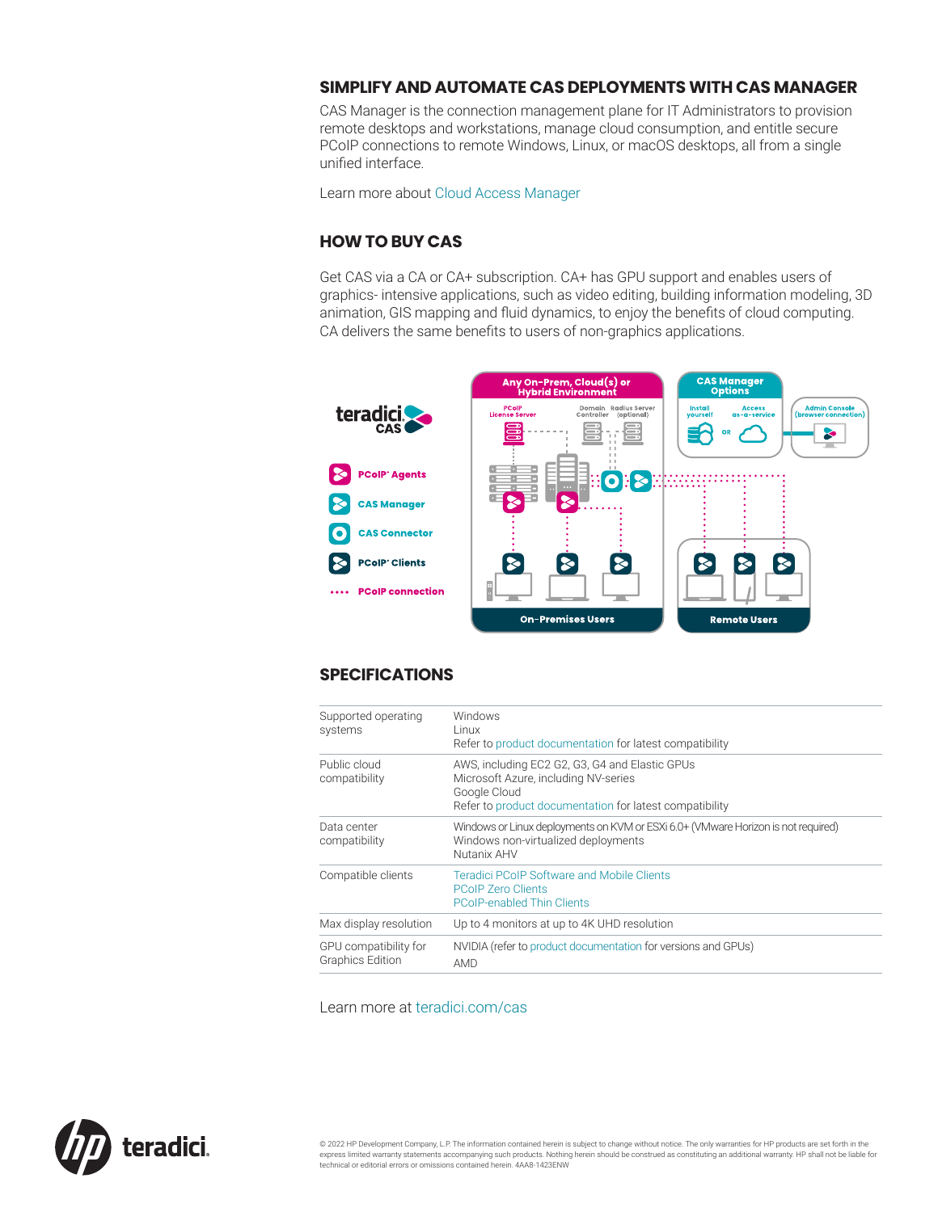## SIMPLIFY AND AUTOMATE CAS DEPLOYMENTS WITH CAS MANAGER

CAS Manager is the connection management plane for IT Administrators to provision remote desktops and workstations, manage cloud consumption, and entitle secure PCoIP connections to remote Windows, Linux, or macOS desktops, all from a single unified interface.

Learn more about Cloud Access Manager

## HOW TO BUY CAS

Get CAS via a CA or CA+ subscription. CA+ has GPU support and enables users of graphics- intensive applications, such as video editing, building information modeling, 3D animation, GIS mapping and fluid dynamics, to enjoy the benefits of cloud computing. CA delivers the same benefits to users of non-graphics applications.

teradici CAS

PCoIP® Agents

CAS Manager

CAS Connector

PCoIP® Clients

PCoIP connection

Any On-Prem, Cloud(s) or Hybrid Environment

PCoIP License Server

Domain Controller

Radius Server (optional)

CAS Manager Options

Install yourself

OR

Access as-a-service

Admin Console (browser connection)

On-Premises Users

Remote Users

## SPECIFICATIONS

| | |
|---|---|
| Supported operating systems | Windows<br>Linux<br>Refer to product documentation for latest compatibility |
| Public cloud compatibility | AWS, including EC2 G2, G3, G4 and Elastic GPUs<br>Microsoft Azure, including NV-series<br>Google Cloud<br>Refer to product documentation for latest compatibility |
| Data center compatibility | Windows or Linux deployments on KVM or ESXi 6.0+ (VMware Horizon is not required)<br>Windows non-virtualized deployments<br>Nutanix AHV |
| Compatible clients | Teradici PCoIP Software and Mobile Clients<br>PCoIP Zero Clients<br>PCoIP-enabled Thin Clients |
| Max display resolution | Up to 4 monitors at up to 4K UHD resolution |
| GPU compatibility for Graphics Edition | NVIDIA (refer to product documentation for versions and GPUs)<br>AMD |

Learn more at teradici.com/cas

© 2022 HP Development Company, L.P. The information contained herein is subject to change without notice. The only warranties for HP products are set forth in the express limited warranty statements accompanying such products. Nothing herein should be construed as constituting an additional warranty. HP shall not be liable for technical or editorial errors or omissions contained herein. 4AA8-1423ENW